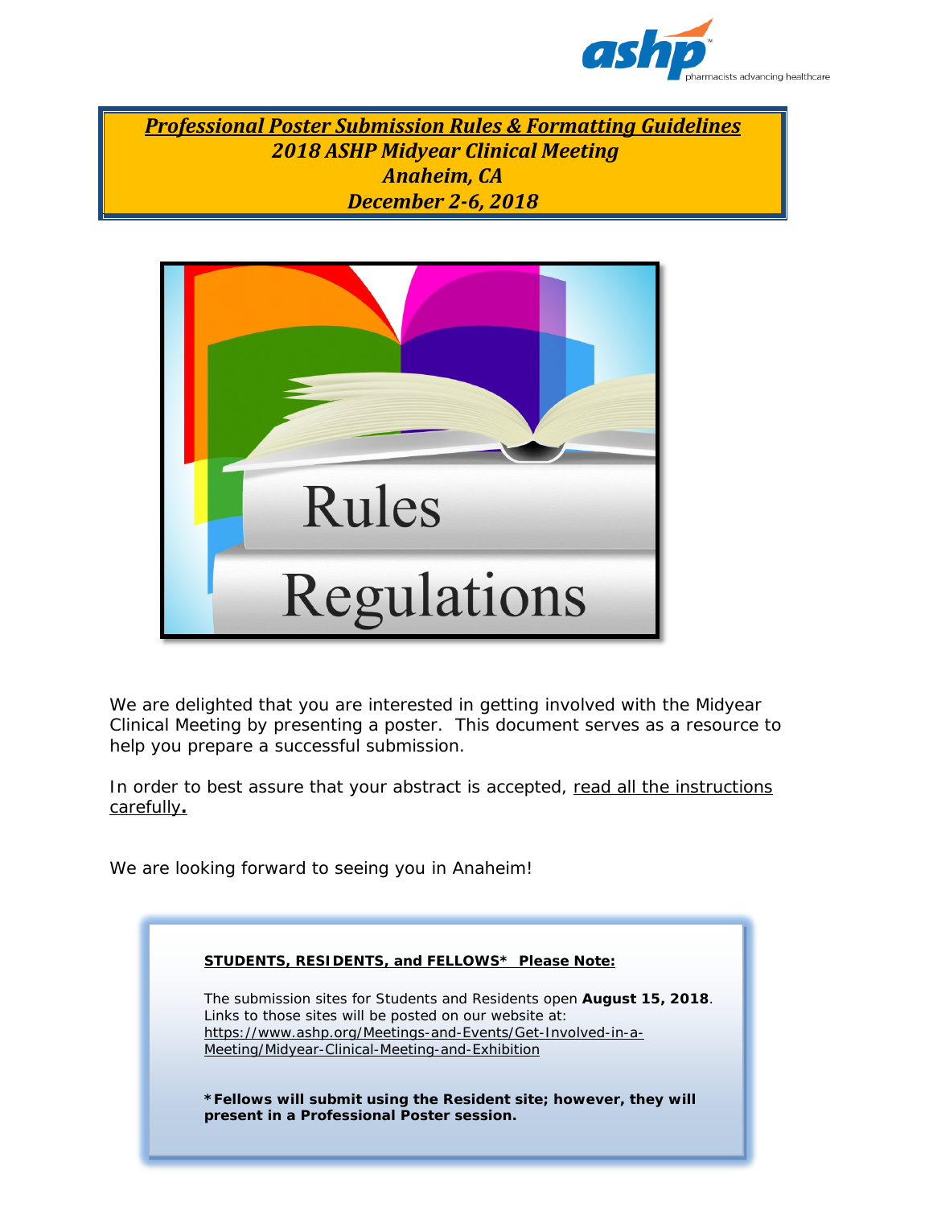# *Professional Poster Submission Rules & Formatting Guidelines*

## *2018 ASHP Midyear Clinical Meeting*

## *Anaheim, CA*

## *December 2-6, 2018*

We are delighted that you are interested in getting involved with the Midyear Clinical Meeting by presenting a poster. This document serves as a resource to help you prepare a successful submission.

In order to best assure that your abstract is accepted, read all the instructions carefully**.**

We are looking forward to seeing you in Anaheim!

**STUDENTS, RESIDENTS, and FELLOWS* Please Note:**

The submission sites for Students and Residents open **August 15, 2018**. Links to those sites will be posted on our website at: https://www.ashp.org/Meetings-and-Events/Get-Involved-in-a-Meeting/Midyear-Clinical-Meeting-and-Exhibition

**\*Fellows will submit using the Resident site; however, they will present in a Professional Poster session.**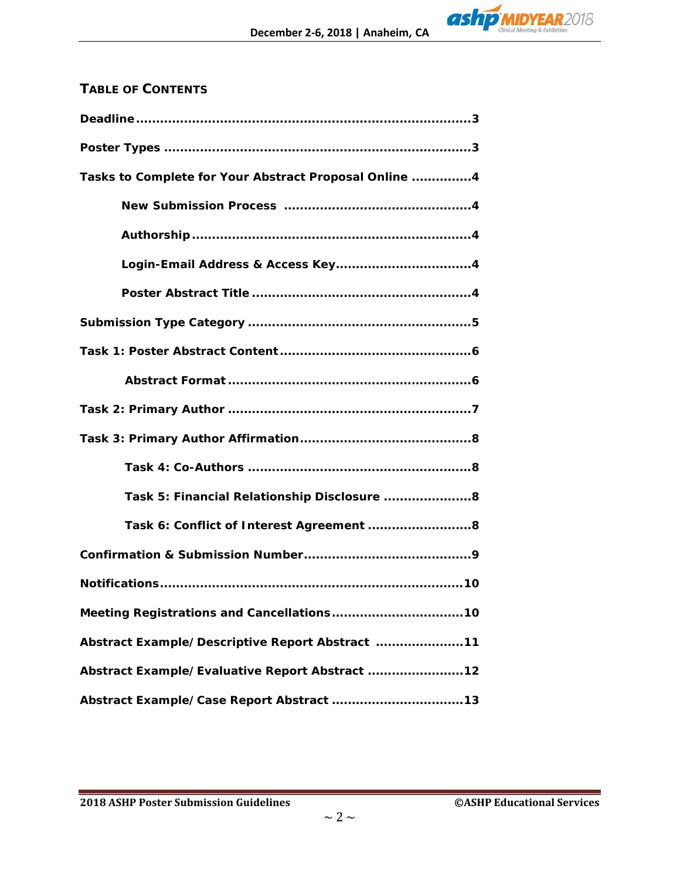## TABLE OF CONTENTS

**Deadline**..........................................................................3

**Poster Types**.....................................................................3

**Tasks to Complete for Your Abstract Proposal Online**..............4

- **New Submission Process**.............................................4
- **Authorship**.....................................................................4
- **Login-Email Address & Access Key**.................................4
- **Poster Abstract Title**......................................................4

**Submission Type Category**....................................................5

**Task 1: Poster Abstract Content**............................................6

- **Abstract Format**.............................................................6

**Task 2: Primary Author**.........................................................7

**Task 3: Primary Author Affirmation**........................................8

- **Task 4: Co-Authors**........................................................8
- **Task 5: Financial Relationship Disclosure**.......................8
- **Task 6: Conflict of Interest Agreement**...........................8

**Confirmation & Submission Number**........................................9

**Notifications**........................................................................10

**Meeting Registrations and Cancellations**................................10

**Abstract Example/Descriptive Report Abstract**........................11

**Abstract Example/Evaluative Report Abstract**.........................12

**Abstract Example/Case Report Abstract**..................................13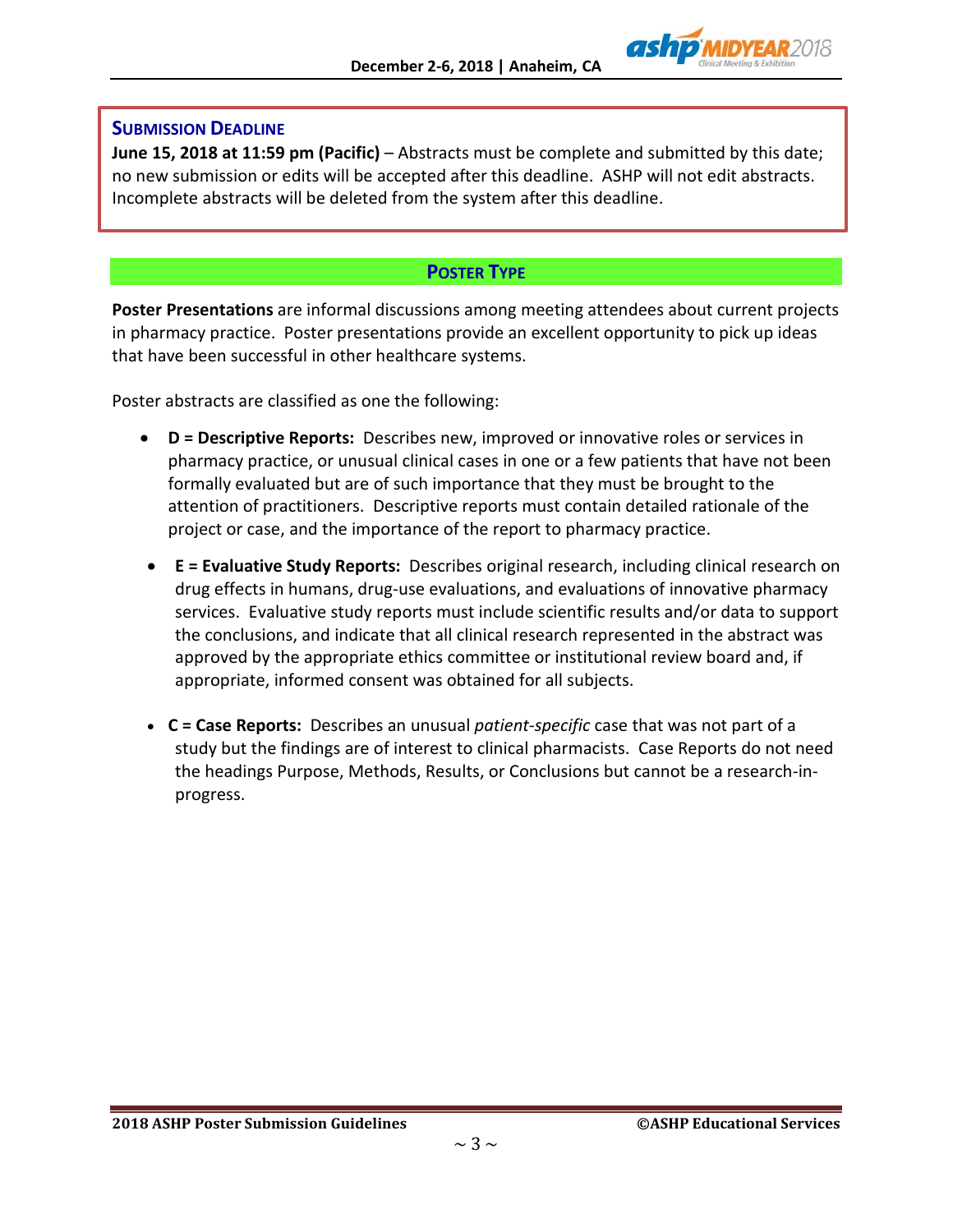## Submission Deadline

**June 15, 2018 at 11:59 pm (Pacific)** – Abstracts must be complete and submitted by this date; no new submission or edits will be accepted after this deadline. ASHP will not edit abstracts. Incomplete abstracts will be deleted from the system after this deadline.

## Poster Type

**Poster Presentations** are informal discussions among meeting attendees about current projects in pharmacy practice. Poster presentations provide an excellent opportunity to pick up ideas that have been successful in other healthcare systems.

Poster abstracts are classified as one the following:

- **D = Descriptive Reports:** Describes new, improved or innovative roles or services in pharmacy practice, or unusual clinical cases in one or a few patients that have not been formally evaluated but are of such importance that they must be brought to the attention of practitioners. Descriptive reports must contain detailed rationale of the project or case, and the importance of the report to pharmacy practice.
- **E = Evaluative Study Reports:** Describes original research, including clinical research on drug effects in humans, drug-use evaluations, and evaluations of innovative pharmacy services. Evaluative study reports must include scientific results and/or data to support the conclusions, and indicate that all clinical research represented in the abstract was approved by the appropriate ethics committee or institutional review board and, if appropriate, informed consent was obtained for all subjects.
- **C = Case Reports:** Describes an unusual *patient-specific* case that was not part of a study but the findings are of interest to clinical pharmacists. Case Reports do not need the headings Purpose, Methods, Results, or Conclusions but cannot be a research-in-progress.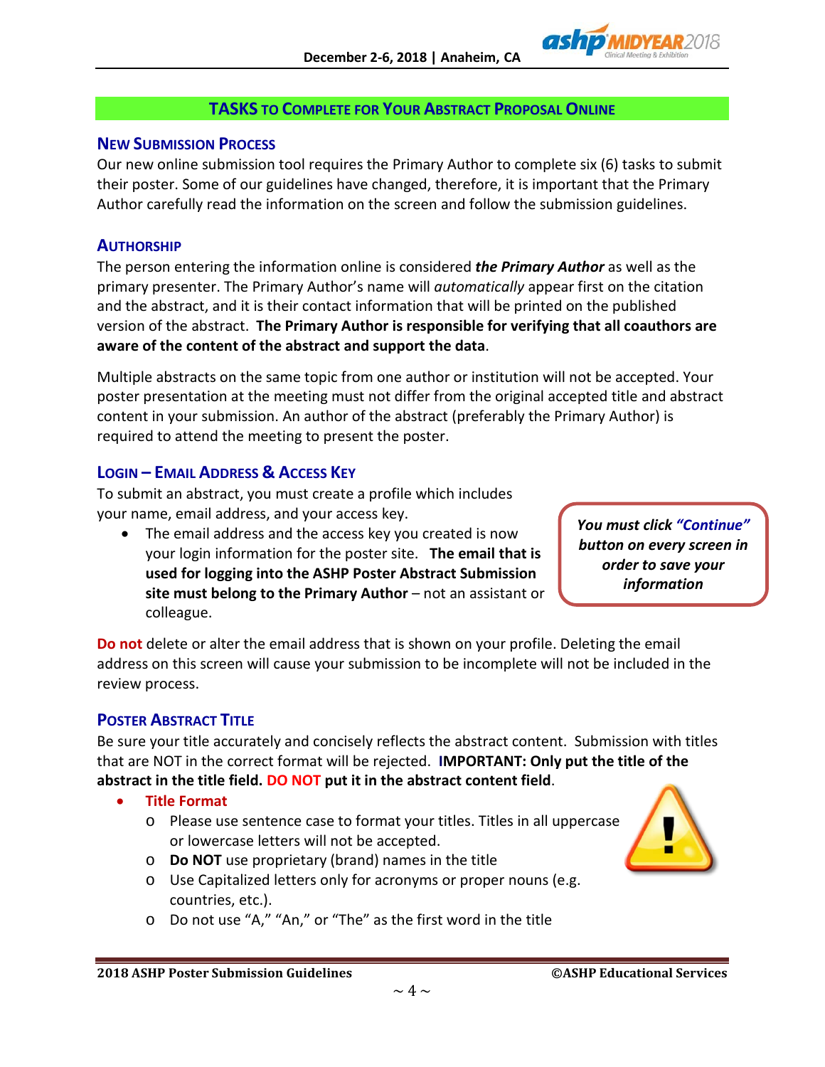## TASKS TO COMPLETE FOR YOUR ABSTRACT PROPOSAL ONLINE

### NEW SUBMISSION PROCESS

Our new online submission tool requires the Primary Author to complete six (6) tasks to submit their poster. Some of our guidelines have changed, therefore, it is important that the Primary Author carefully read the information on the screen and follow the submission guidelines.

### AUTHORSHIP

The person entering the information online is considered ***the Primary Author*** as well as the primary presenter. The Primary Author's name will *automatically* appear first on the citation and the abstract, and it is their contact information that will be printed on the published version of the abstract. **The Primary Author is responsible for verifying that all coauthors are aware of the content of the abstract and support the data**.

Multiple abstracts on the same topic from one author or institution will not be accepted. Your poster presentation at the meeting must not differ from the original accepted title and abstract content in your submission. An author of the abstract (preferably the Primary Author) is required to attend the meeting to present the poster.

### LOGIN – EMAIL ADDRESS & ACCESS KEY

To submit an abstract, you must create a profile which includes your name, email address, and your access key.

- The email address and the access key you created is now your login information for the poster site. **The email that is used for logging into the ASHP Poster Abstract Submission site must belong to the Primary Author** – not an assistant or colleague.

***You must click "Continue" button on every screen in order to save your information***

**Do not** delete or alter the email address that is shown on your profile. Deleting the email address on this screen will cause your submission to be incomplete will not be included in the review process.

### POSTER ABSTRACT TITLE

Be sure your title accurately and concisely reflects the abstract content. Submission with titles that are NOT in the correct format will be rejected. **IMPORTANT: Only put the title of the abstract in the title field. DO NOT put it in the abstract content field**.

- **Title Format**
  - Please use sentence case to format your titles. Titles in all uppercase or lowercase letters will not be accepted.
  - **Do NOT** use proprietary (brand) names in the title
  - Use Capitalized letters only for acronyms or proper nouns (e.g. countries, etc.).
  - Do not use "A," "An," or "The" as the first word in the title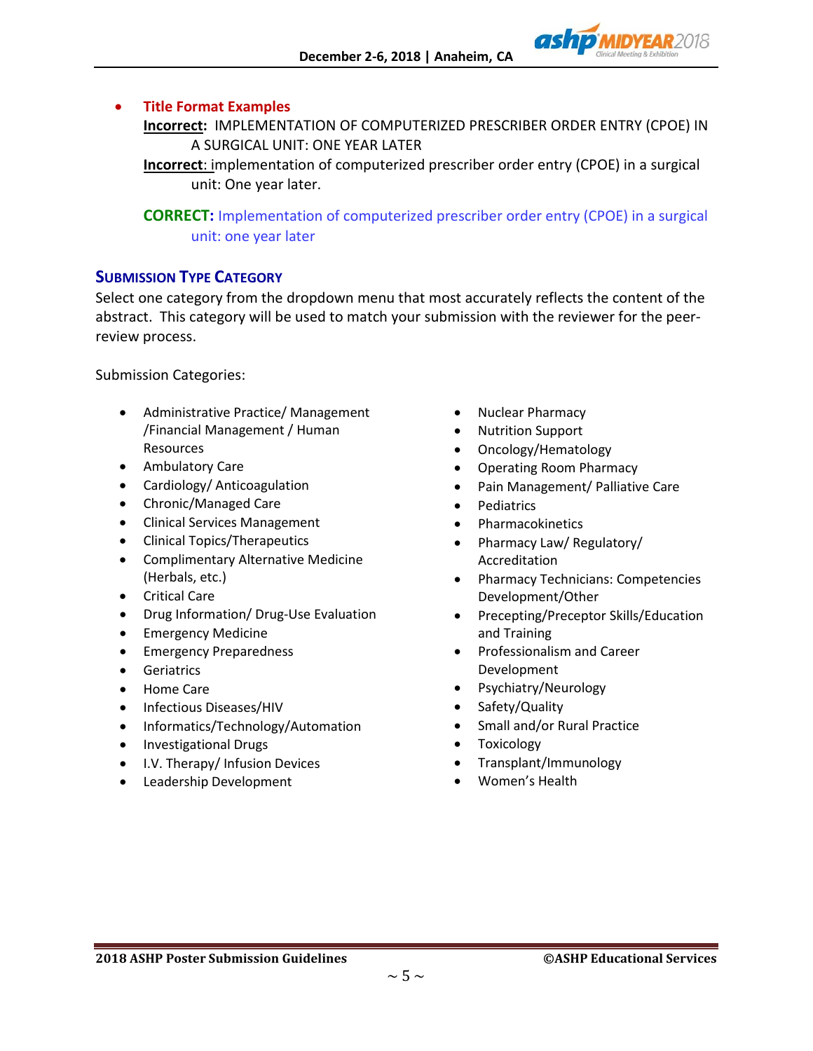- **Title Format Examples**

  **Incorrect:** IMPLEMENTATION OF COMPUTERIZED PRESCRIBER ORDER ENTRY (CPOE) IN A SURGICAL UNIT: ONE YEAR LATER

  **Incorrect**: implementation of computerized prescriber order entry (CPOE) in a surgical unit: One year later.

  **CORRECT:** Implementation of computerized prescriber order entry (CPOE) in a surgical unit: one year later

## Submission Type Category

Select one category from the dropdown menu that most accurately reflects the content of the abstract. This category will be used to match your submission with the reviewer for the peer-review process.

Submission Categories:

- Administrative Practice/ Management /Financial Management / Human Resources
- Ambulatory Care
- Cardiology/ Anticoagulation
- Chronic/Managed Care
- Clinical Services Management
- Clinical Topics/Therapeutics
- Complimentary Alternative Medicine (Herbals, etc.)
- Critical Care
- Drug Information/ Drug-Use Evaluation
- Emergency Medicine
- Emergency Preparedness
- Geriatrics
- Home Care
- Infectious Diseases/HIV
- Informatics/Technology/Automation
- Investigational Drugs
- I.V. Therapy/ Infusion Devices
- Leadership Development
- Nuclear Pharmacy
- Nutrition Support
- Oncology/Hematology
- Operating Room Pharmacy
- Pain Management/ Palliative Care
- Pediatrics
- Pharmacokinetics
- Pharmacy Law/ Regulatory/ Accreditation
- Pharmacy Technicians: Competencies Development/Other
- Precepting/Preceptor Skills/Education and Training
- Professionalism and Career Development
- Psychiatry/Neurology
- Safety/Quality
- Small and/or Rural Practice
- Toxicology
- Transplant/Immunology
- Women's Health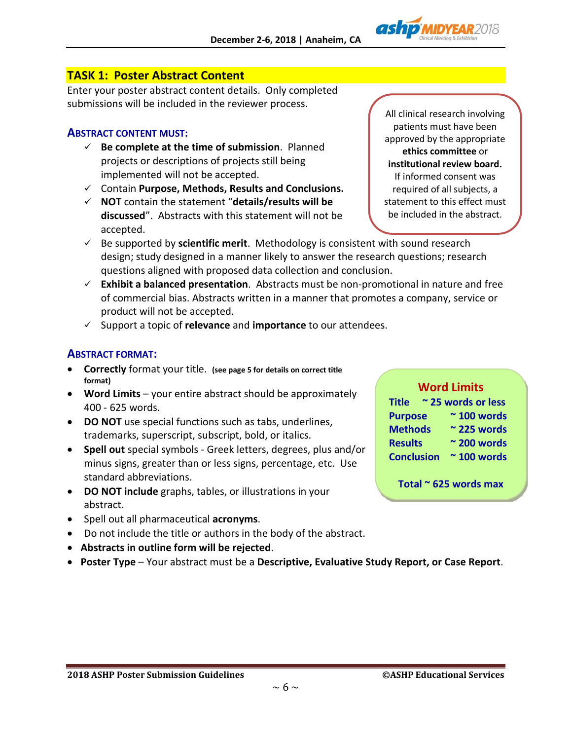## TASK 1: Poster Abstract Content

Enter your poster abstract content details. Only completed submissions will be included in the reviewer process.

All clinical research involving patients must have been approved by the appropriate **ethics committee** or **institutional review board.** If informed consent was required of all subjects, a statement to this effect must be included in the abstract.

### ABSTRACT CONTENT MUST:

- ✓ **Be complete at the time of submission**. Planned projects or descriptions of projects still being implemented will not be accepted.
- ✓ Contain **Purpose, Methods, Results and Conclusions.**
- ✓ **NOT** contain the statement "**details/results will be discussed**". Abstracts with this statement will not be accepted.
- ✓ Be supported by **scientific merit**. Methodology is consistent with sound research design; study designed in a manner likely to answer the research questions; research questions aligned with proposed data collection and conclusion.
- ✓ **Exhibit a balanced presentation**. Abstracts must be non-promotional in nature and free of commercial bias. Abstracts written in a manner that promotes a company, service or product will not be accepted.
- ✓ Support a topic of **relevance** and **importance** to our attendees.

### ABSTRACT FORMAT:

- **Correctly** format your title. **(see page 5 for details on correct title format)**
- **Word Limits** – your entire abstract should be approximately 400 - 625 words.
- **DO NOT** use special functions such as tabs, underlines, trademarks, superscript, subscript, bold, or italics.
- **Spell out** special symbols - Greek letters, degrees, plus and/or minus signs, greater than or less signs, percentage, etc. Use standard abbreviations.
- **DO NOT include** graphs, tables, or illustrations in your abstract.
- Spell out all pharmaceutical **acronyms**.
- Do not include the title or authors in the body of the abstract.
- **Abstracts in outline form will be rejected**.
- **Poster Type** – Your abstract must be a **Descriptive, Evaluative Study Report, or Case Report**.

**Word Limits**

| | |
|---|---|
| Title | ~ 25 words or less |
| Purpose | ~ 100 words |
| Methods | ~ 225 words |
| Results | ~ 200 words |
| Conclusion | ~ 100 words |

**Total ~ 625 words max**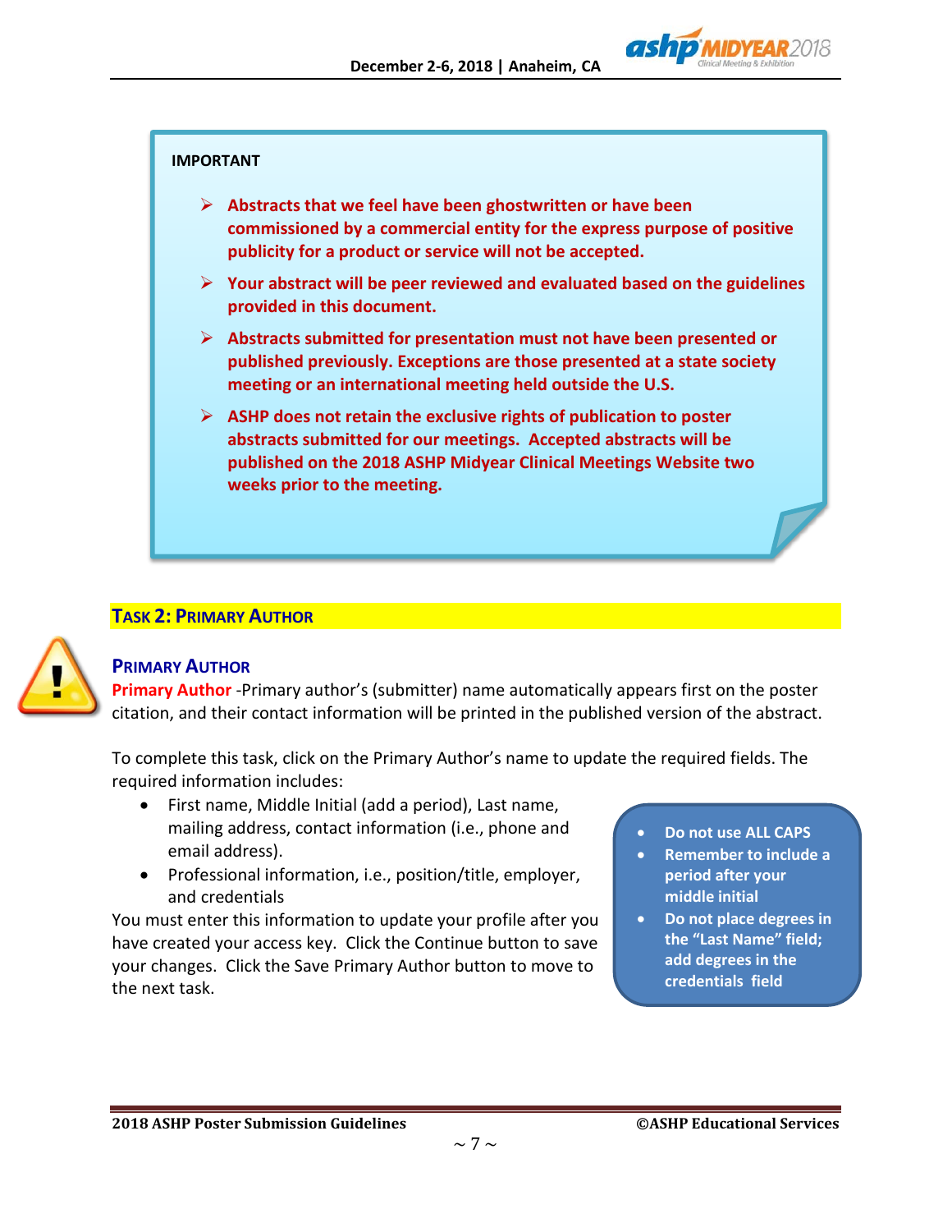**IMPORTANT**

- **Abstracts that we feel have been ghostwritten or have been commissioned by a commercial entity for the express purpose of positive publicity for a product or service will not be accepted.**
- **Your abstract will be peer reviewed and evaluated based on the guidelines provided in this document.**
- **Abstracts submitted for presentation must not have been presented or published previously. Exceptions are those presented at a state society meeting or an international meeting held outside the U.S.**
- **ASHP does not retain the exclusive rights of publication to poster abstracts submitted for our meetings. Accepted abstracts will be published on the 2018 ASHP Midyear Clinical Meetings Website two weeks prior to the meeting.**

## TASK 2: PRIMARY AUTHOR

### PRIMARY AUTHOR

**Primary Author** -Primary author's (submitter) name automatically appears first on the poster citation, and their contact information will be printed in the published version of the abstract.

To complete this task, click on the Primary Author's name to update the required fields. The required information includes:

- First name, Middle Initial (add a period), Last name, mailing address, contact information (i.e., phone and email address).
- Professional information, i.e., position/title, employer, and credentials

You must enter this information to update your profile after you have created your access key. Click the Continue button to save your changes. Click the Save Primary Author button to move to the next task.

- **Do not use ALL CAPS**
- **Remember to include a period after your middle initial**
- **Do not place degrees in the "Last Name" field; add degrees in the credentials field**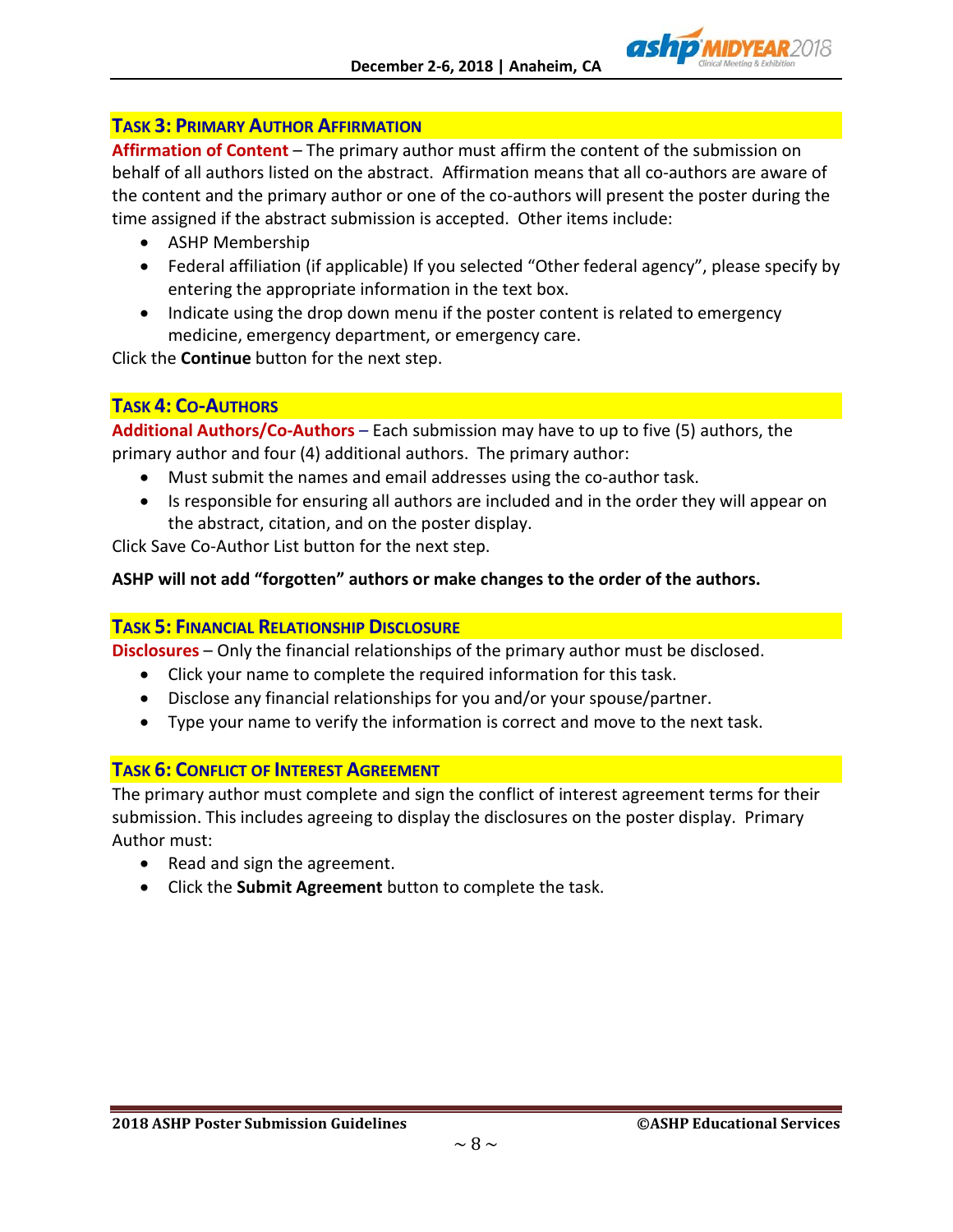## Task 3: Primary Author Affirmation

**Affirmation of Content** – The primary author must affirm the content of the submission on behalf of all authors listed on the abstract. Affirmation means that all co-authors are aware of the content and the primary author or one of the co-authors will present the poster during the time assigned if the abstract submission is accepted. Other items include:

- ASHP Membership
- Federal affiliation (if applicable) If you selected "Other federal agency", please specify by entering the appropriate information in the text box.
- Indicate using the drop down menu if the poster content is related to emergency medicine, emergency department, or emergency care.

Click the **Continue** button for the next step.

## Task 4: Co-Authors

**Additional Authors/Co-Authors** – Each submission may have to up to five (5) authors, the primary author and four (4) additional authors. The primary author:

- Must submit the names and email addresses using the co-author task.
- Is responsible for ensuring all authors are included and in the order they will appear on the abstract, citation, and on the poster display.

Click Save Co-Author List button for the next step.

**ASHP will not add "forgotten" authors or make changes to the order of the authors.**

## Task 5: Financial Relationship Disclosure

**Disclosures** – Only the financial relationships of the primary author must be disclosed.

- Click your name to complete the required information for this task.
- Disclose any financial relationships for you and/or your spouse/partner.
- Type your name to verify the information is correct and move to the next task.

## Task 6: Conflict of Interest Agreement

The primary author must complete and sign the conflict of interest agreement terms for their submission. This includes agreeing to display the disclosures on the poster display. Primary Author must:

- Read and sign the agreement.
- Click the **Submit Agreement** button to complete the task.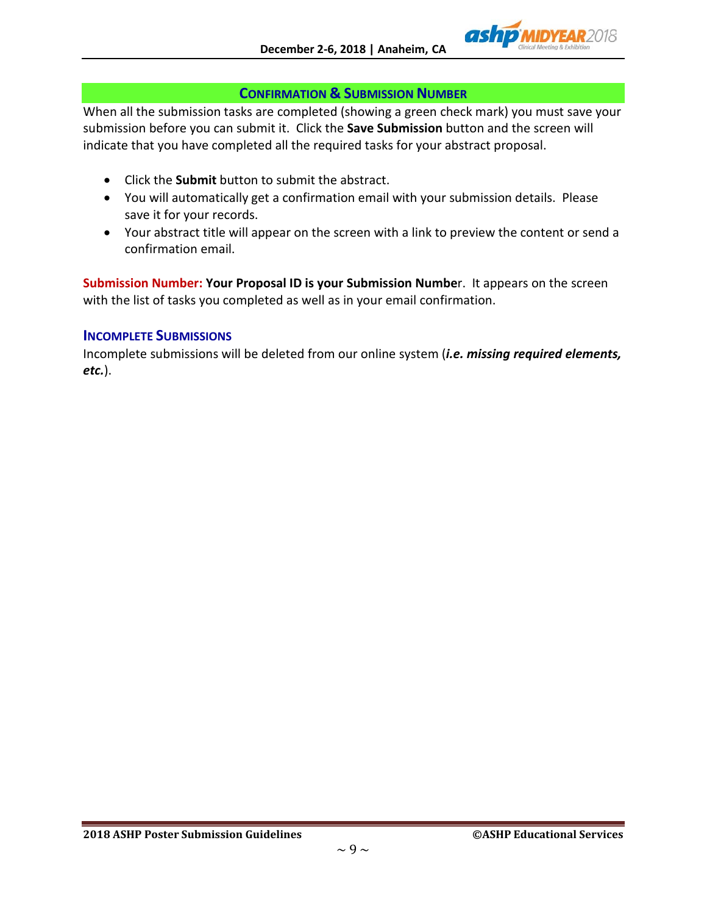## CONFIRMATION & SUBMISSION NUMBER

When all the submission tasks are completed (showing a green check mark) you must save your submission before you can submit it. Click the **Save Submission** button and the screen will indicate that you have completed all the required tasks for your abstract proposal.

- Click the **Submit** button to submit the abstract.
- You will automatically get a confirmation email with your submission details. Please save it for your records.
- Your abstract title will appear on the screen with a link to preview the content or send a confirmation email.

**Submission Number: Your Proposal ID is your Submission Numbe**r. It appears on the screen with the list of tasks you completed as well as in your email confirmation.

### INCOMPLETE SUBMISSIONS

Incomplete submissions will be deleted from our online system (***i.e. missing required elements, etc.***).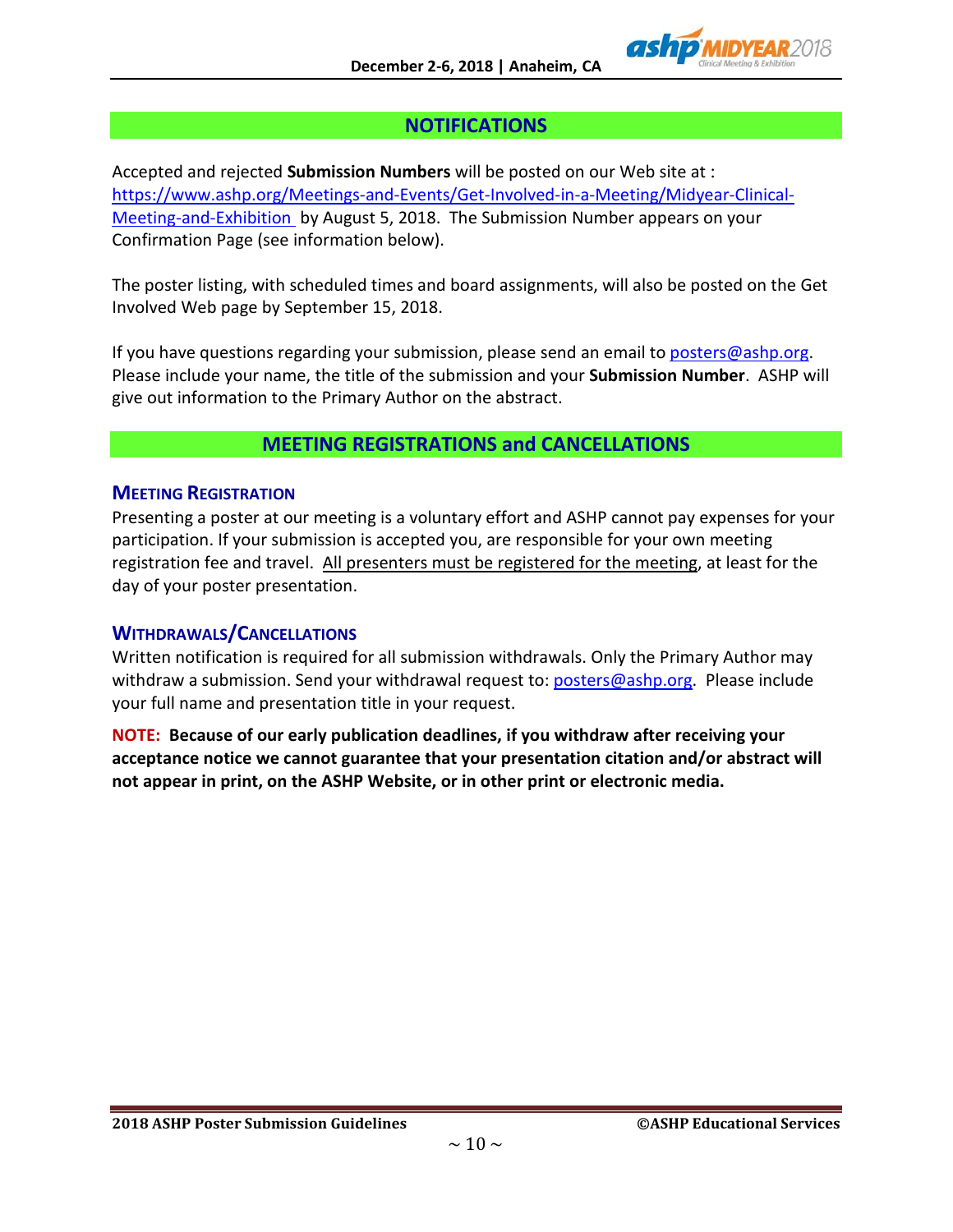## NOTIFICATIONS

Accepted and rejected **Submission Numbers** will be posted on our Web site at : [https://www.ashp.org/Meetings-and-Events/Get-Involved-in-a-Meeting/Midyear-Clinical-Meeting-and-Exhibition](https://www.ashp.org/Meetings-and-Events/Get-Involved-in-a-Meeting/Midyear-Clinical-Meeting-and-Exhibition) by August 5, 2018. The Submission Number appears on your Confirmation Page (see information below).

The poster listing, with scheduled times and board assignments, will also be posted on the Get Involved Web page by September 15, 2018.

If you have questions regarding your submission, please send an email to posters@ashp.org. Please include your name, the title of the submission and your **Submission Number**. ASHP will give out information to the Primary Author on the abstract.

## MEETING REGISTRATIONS and CANCELLATIONS

### Meeting Registration

Presenting a poster at our meeting is a voluntary effort and ASHP cannot pay expenses for your participation. If your submission is accepted you, are responsible for your own meeting registration fee and travel. All presenters must be registered for the meeting, at least for the day of your poster presentation.

### Withdrawals/Cancellations

Written notification is required for all submission withdrawals. Only the Primary Author may withdraw a submission. Send your withdrawal request to: posters@ashp.org. Please include your full name and presentation title in your request.

**NOTE: Because of our early publication deadlines, if you withdraw after receiving your acceptance notice we cannot guarantee that your presentation citation and/or abstract will not appear in print, on the ASHP Website, or in other print or electronic media.**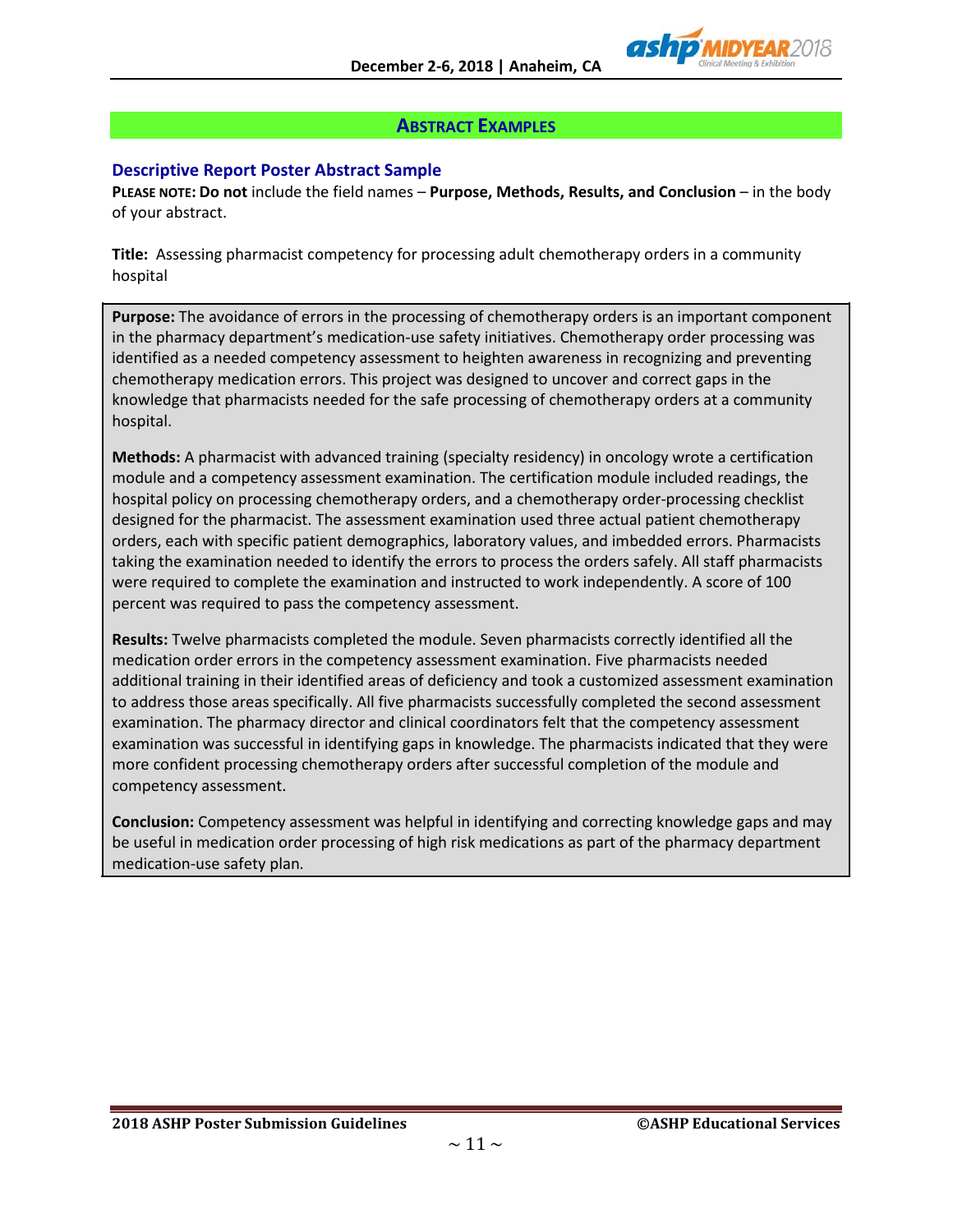## Abstract Examples

### Descriptive Report Poster Abstract Sample

**PLEASE NOTE: Do not** include the field names – **Purpose, Methods, Results, and Conclusion** – in the body of your abstract.

**Title:** Assessing pharmacist competency for processing adult chemotherapy orders in a community hospital

**Purpose:** The avoidance of errors in the processing of chemotherapy orders is an important component in the pharmacy department's medication-use safety initiatives. Chemotherapy order processing was identified as a needed competency assessment to heighten awareness in recognizing and preventing chemotherapy medication errors. This project was designed to uncover and correct gaps in the knowledge that pharmacists needed for the safe processing of chemotherapy orders at a community hospital.

**Methods:** A pharmacist with advanced training (specialty residency) in oncology wrote a certification module and a competency assessment examination. The certification module included readings, the hospital policy on processing chemotherapy orders, and a chemotherapy order-processing checklist designed for the pharmacist. The assessment examination used three actual patient chemotherapy orders, each with specific patient demographics, laboratory values, and imbedded errors. Pharmacists taking the examination needed to identify the errors to process the orders safely. All staff pharmacists were required to complete the examination and instructed to work independently. A score of 100 percent was required to pass the competency assessment.

**Results:** Twelve pharmacists completed the module. Seven pharmacists correctly identified all the medication order errors in the competency assessment examination. Five pharmacists needed additional training in their identified areas of deficiency and took a customized assessment examination to address those areas specifically. All five pharmacists successfully completed the second assessment examination. The pharmacy director and clinical coordinators felt that the competency assessment examination was successful in identifying gaps in knowledge. The pharmacists indicated that they were more confident processing chemotherapy orders after successful completion of the module and competency assessment.

**Conclusion:** Competency assessment was helpful in identifying and correcting knowledge gaps and may be useful in medication order processing of high risk medications as part of the pharmacy department medication-use safety plan.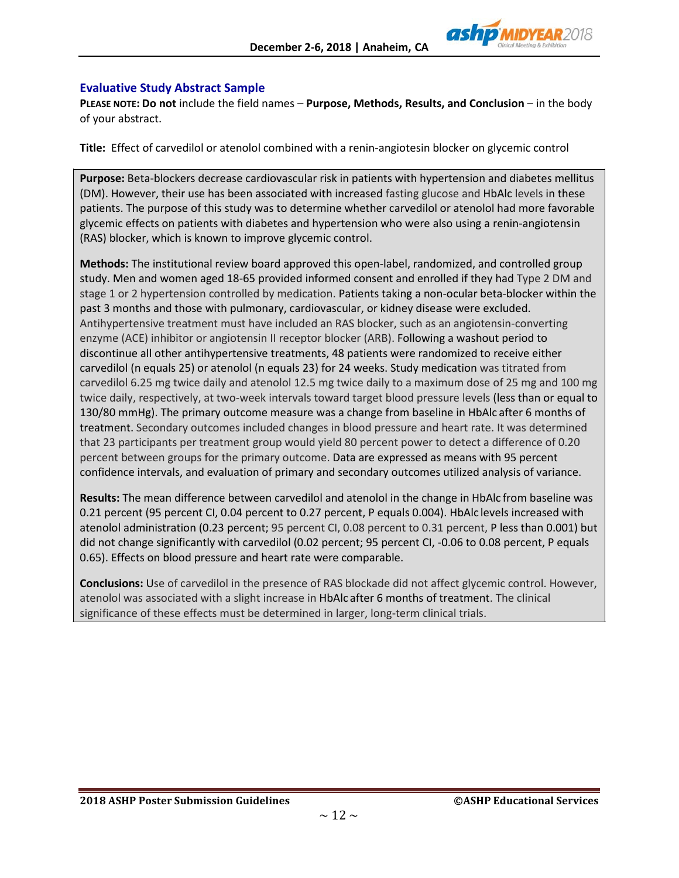## Evaluative Study Abstract Sample

**PLEASE NOTE: Do not** include the field names – **Purpose, Methods, Results, and Conclusion** – in the body of your abstract.

**Title:** Effect of carvedilol or atenolol combined with a renin-angiotesin blocker on glycemic control

**Purpose:** Beta-blockers decrease cardiovascular risk in patients with hypertension and diabetes mellitus (DM). However, their use has been associated with increased fasting glucose and HbAlc levels in these patients. The purpose of this study was to determine whether carvedilol or atenolol had more favorable glycemic effects on patients with diabetes and hypertension who were also using a renin-angiotensin (RAS) blocker, which is known to improve glycemic control.

**Methods:** The institutional review board approved this open-label, randomized, and controlled group study. Men and women aged 18-65 provided informed consent and enrolled if they had Type 2 DM and stage 1 or 2 hypertension controlled by medication. Patients taking a non-ocular beta-blocker within the past 3 months and those with pulmonary, cardiovascular, or kidney disease were excluded. Antihypertensive treatment must have included an RAS blocker, such as an angiotensin-converting enzyme (ACE) inhibitor or angiotensin II receptor blocker (ARB). Following a washout period to discontinue all other antihypertensive treatments, 48 patients were randomized to receive either carvedilol (n equals 25) or atenolol (n equals 23) for 24 weeks. Study medication was titrated from carvedilol 6.25 mg twice daily and atenolol 12.5 mg twice daily to a maximum dose of 25 mg and 100 mg twice daily, respectively, at two-week intervals toward target blood pressure levels (less than or equal to 130/80 mmHg). The primary outcome measure was a change from baseline in HbAlc after 6 months of treatment. Secondary outcomes included changes in blood pressure and heart rate. It was determined that 23 participants per treatment group would yield 80 percent power to detect a difference of 0.20 percent between groups for the primary outcome. Data are expressed as means with 95 percent confidence intervals, and evaluation of primary and secondary outcomes utilized analysis of variance.

**Results:** The mean difference between carvedilol and atenolol in the change in HbAlc from baseline was 0.21 percent (95 percent CI, 0.04 percent to 0.27 percent, P equals 0.004). HbAlc levels increased with atenolol administration (0.23 percent; 95 percent CI, 0.08 percent to 0.31 percent, P less than 0.001) but did not change significantly with carvedilol (0.02 percent; 95 percent CI, -0.06 to 0.08 percent, P equals 0.65). Effects on blood pressure and heart rate were comparable.

**Conclusions:** Use of carvedilol in the presence of RAS blockade did not affect glycemic control. However, atenolol was associated with a slight increase in HbAlc after 6 months of treatment. The clinical significance of these effects must be determined in larger, long-term clinical trials.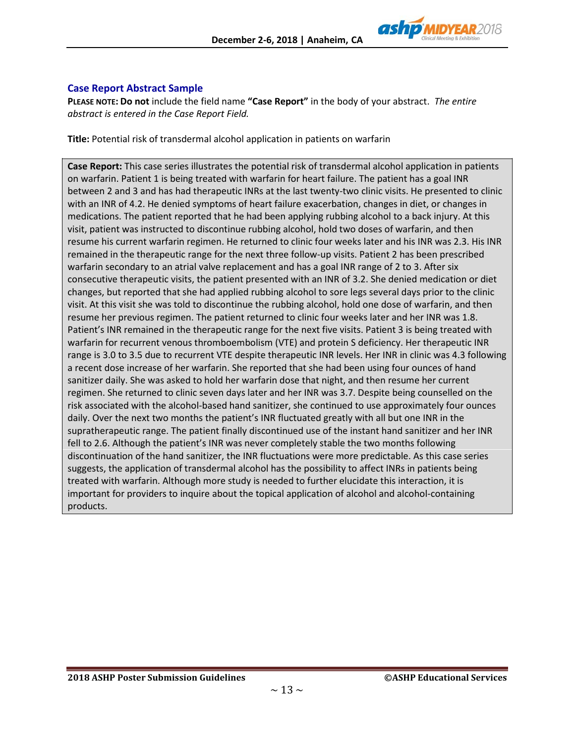## Case Report Abstract Sample

**PLEASE NOTE: Do not** include the field name **"Case Report"** in the body of your abstract. *The entire abstract is entered in the Case Report Field.*

**Title:** Potential risk of transdermal alcohol application in patients on warfarin

**Case Report:** This case series illustrates the potential risk of transdermal alcohol application in patients on warfarin. Patient 1 is being treated with warfarin for heart failure. The patient has a goal INR between 2 and 3 and has had therapeutic INRs at the last twenty-two clinic visits. He presented to clinic with an INR of 4.2. He denied symptoms of heart failure exacerbation, changes in diet, or changes in medications. The patient reported that he had been applying rubbing alcohol to a back injury. At this visit, patient was instructed to discontinue rubbing alcohol, hold two doses of warfarin, and then resume his current warfarin regimen. He returned to clinic four weeks later and his INR was 2.3. His INR remained in the therapeutic range for the next three follow-up visits. Patient 2 has been prescribed warfarin secondary to an atrial valve replacement and has a goal INR range of 2 to 3. After six consecutive therapeutic visits, the patient presented with an INR of 3.2. She denied medication or diet changes, but reported that she had applied rubbing alcohol to sore legs several days prior to the clinic visit. At this visit she was told to discontinue the rubbing alcohol, hold one dose of warfarin, and then resume her previous regimen. The patient returned to clinic four weeks later and her INR was 1.8. Patient's INR remained in the therapeutic range for the next five visits. Patient 3 is being treated with warfarin for recurrent venous thromboembolism (VTE) and protein S deficiency. Her therapeutic INR range is 3.0 to 3.5 due to recurrent VTE despite therapeutic INR levels. Her INR in clinic was 4.3 following a recent dose increase of her warfarin. She reported that she had been using four ounces of hand sanitizer daily. She was asked to hold her warfarin dose that night, and then resume her current regimen. She returned to clinic seven days later and her INR was 3.7. Despite being counselled on the risk associated with the alcohol-based hand sanitizer, she continued to use approximately four ounces daily. Over the next two months the patient's INR fluctuated greatly with all but one INR in the supratherapeutic range. The patient finally discontinued use of the instant hand sanitizer and her INR fell to 2.6. Although the patient's INR was never completely stable the two months following discontinuation of the hand sanitizer, the INR fluctuations were more predictable. As this case series suggests, the application of transdermal alcohol has the possibility to affect INRs in patients being treated with warfarin. Although more study is needed to further elucidate this interaction, it is important for providers to inquire about the topical application of alcohol and alcohol-containing products.